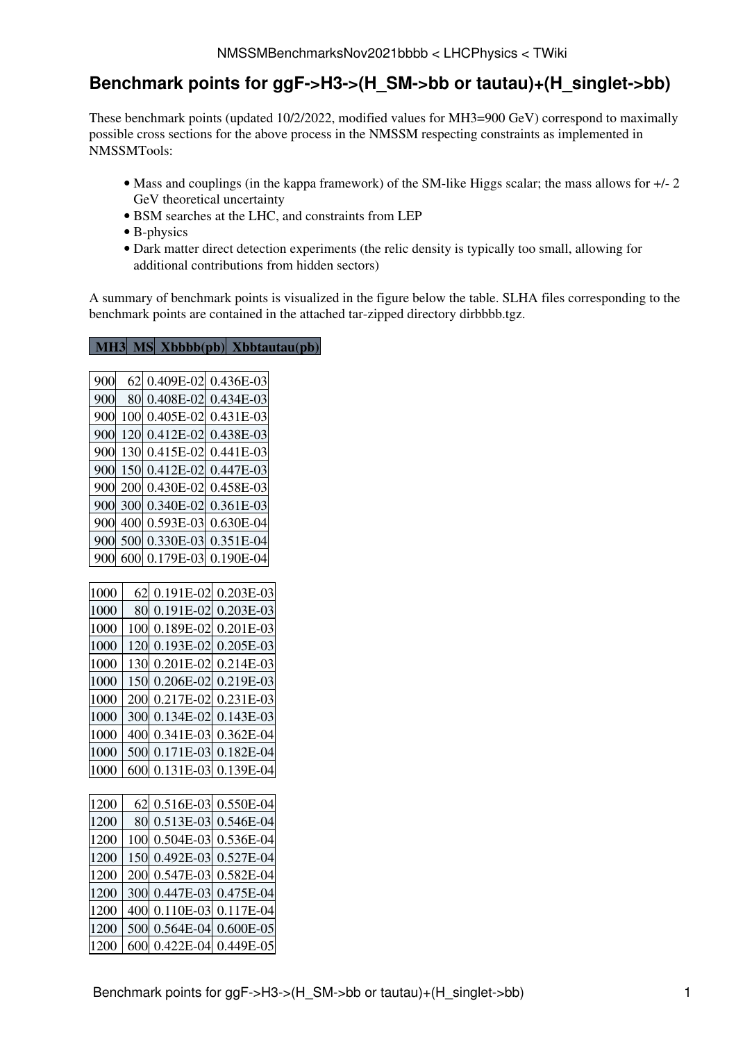# Benchmark points for ggF->H3->(H_SM->bb or tautau)+(H_singlet->bb)

These benchmark points (updated 10/2/2022, modified values for MH3=900 GeV) correspond to maximally possible cross sections for the above process in the NMSSM respecting constraints as implemented in NMSSMTools:

- Mass and couplings (in the kappa framework) of the SM-like Higgs scalar; the mass allows for +/- 2 GeV theoretical uncertainty
- BSM searches at the LHC, and constraints from LEP
- B-physics
- Dark matter direct detection experiments (the relic density is typically too small, allowing for additional contributions from hidden sectors)

A summary of benchmark points is visualized in the figure below the table. SLHA files corresponding to the benchmark points are contained in the attached tar-zipped directory dirbbbb.tgz.

| MH3 | MS | Xbbbb(pb) | Xbbtautau(pb) |
|---|---|---|---|
| 900 | 62 | 0.409E-02 | 0.436E-03 |
| 900 | 80 | 0.408E-02 | 0.434E-03 |
| 900 | 100 | 0.405E-02 | 0.431E-03 |
| 900 | 120 | 0.412E-02 | 0.438E-03 |
| 900 | 130 | 0.415E-02 | 0.441E-03 |
| 900 | 150 | 0.412E-02 | 0.447E-03 |
| 900 | 200 | 0.430E-02 | 0.458E-03 |
| 900 | 300 | 0.340E-02 | 0.361E-03 |
| 900 | 400 | 0.593E-03 | 0.630E-04 |
| 900 | 500 | 0.330E-03 | 0.351E-04 |
| 900 | 600 | 0.179E-03 | 0.190E-04 |
| 1000 | 62 | 0.191E-02 | 0.203E-03 |
| 1000 | 80 | 0.191E-02 | 0.203E-03 |
| 1000 | 100 | 0.189E-02 | 0.201E-03 |
| 1000 | 120 | 0.193E-02 | 0.205E-03 |
| 1000 | 130 | 0.201E-02 | 0.214E-03 |
| 1000 | 150 | 0.206E-02 | 0.219E-03 |
| 1000 | 200 | 0.217E-02 | 0.231E-03 |
| 1000 | 300 | 0.134E-02 | 0.143E-03 |
| 1000 | 400 | 0.341E-03 | 0.362E-04 |
| 1000 | 500 | 0.171E-03 | 0.182E-04 |
| 1000 | 600 | 0.131E-03 | 0.139E-04 |
| 1200 | 62 | 0.516E-03 | 0.550E-04 |
| 1200 | 80 | 0.513E-03 | 0.546E-04 |
| 1200 | 100 | 0.504E-03 | 0.536E-04 |
| 1200 | 150 | 0.492E-03 | 0.527E-04 |
| 1200 | 200 | 0.547E-03 | 0.582E-04 |
| 1200 | 300 | 0.447E-03 | 0.475E-04 |
| 1200 | 400 | 0.110E-03 | 0.117E-04 |
| 1200 | 500 | 0.564E-04 | 0.600E-05 |
| 1200 | 600 | 0.422E-04 | 0.449E-05 |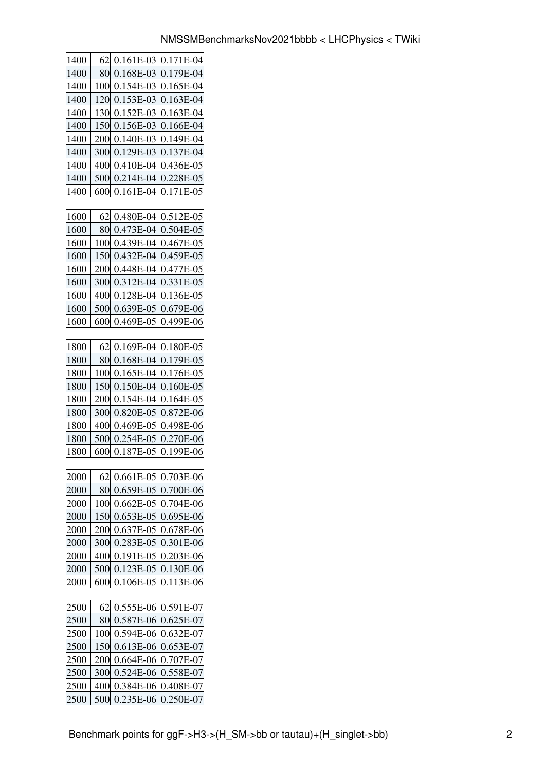| | | | |
|---|---|---|---|
| 1400 | 62 | 0.161E-03 | 0.171E-04 |
| 1400 | 80 | 0.168E-03 | 0.179E-04 |
| 1400 | 100 | 0.154E-03 | 0.165E-04 |
| 1400 | 120 | 0.153E-03 | 0.163E-04 |
| 1400 | 130 | 0.152E-03 | 0.163E-04 |
| 1400 | 150 | 0.156E-03 | 0.166E-04 |
| 1400 | 200 | 0.140E-03 | 0.149E-04 |
| 1400 | 300 | 0.129E-03 | 0.137E-04 |
| 1400 | 400 | 0.410E-04 | 0.436E-05 |
| 1400 | 500 | 0.214E-04 | 0.228E-05 |
| 1400 | 600 | 0.161E-04 | 0.171E-05 |

| | | | |
|---|---|---|---|
| 1600 | 62 | 0.480E-04 | 0.512E-05 |
| 1600 | 80 | 0.473E-04 | 0.504E-05 |
| 1600 | 100 | 0.439E-04 | 0.467E-05 |
| 1600 | 150 | 0.432E-04 | 0.459E-05 |
| 1600 | 200 | 0.448E-04 | 0.477E-05 |
| 1600 | 300 | 0.312E-04 | 0.331E-05 |
| 1600 | 400 | 0.128E-04 | 0.136E-05 |
| 1600 | 500 | 0.639E-05 | 0.679E-06 |
| 1600 | 600 | 0.469E-05 | 0.499E-06 |

| | | | |
|---|---|---|---|
| 1800 | 62 | 0.169E-04 | 0.180E-05 |
| 1800 | 80 | 0.168E-04 | 0.179E-05 |
| 1800 | 100 | 0.165E-04 | 0.176E-05 |
| 1800 | 150 | 0.150E-04 | 0.160E-05 |
| 1800 | 200 | 0.154E-04 | 0.164E-05 |
| 1800 | 300 | 0.820E-05 | 0.872E-06 |
| 1800 | 400 | 0.469E-05 | 0.498E-06 |
| 1800 | 500 | 0.254E-05 | 0.270E-06 |
| 1800 | 600 | 0.187E-05 | 0.199E-06 |

| | | | |
|---|---|---|---|
| 2000 | 62 | 0.661E-05 | 0.703E-06 |
| 2000 | 80 | 0.659E-05 | 0.700E-06 |
| 2000 | 100 | 0.662E-05 | 0.704E-06 |
| 2000 | 150 | 0.653E-05 | 0.695E-06 |
| 2000 | 200 | 0.637E-05 | 0.678E-06 |
| 2000 | 300 | 0.283E-05 | 0.301E-06 |
| 2000 | 400 | 0.191E-05 | 0.203E-06 |
| 2000 | 500 | 0.123E-05 | 0.130E-06 |
| 2000 | 600 | 0.106E-05 | 0.113E-06 |

| | | | |
|---|---|---|---|
| 2500 | 62 | 0.555E-06 | 0.591E-07 |
| 2500 | 80 | 0.587E-06 | 0.625E-07 |
| 2500 | 100 | 0.594E-06 | 0.632E-07 |
| 2500 | 150 | 0.613E-06 | 0.653E-07 |
| 2500 | 200 | 0.664E-06 | 0.707E-07 |
| 2500 | 300 | 0.524E-06 | 0.558E-07 |
| 2500 | 400 | 0.384E-06 | 0.408E-07 |
| 2500 | 500 | 0.235E-06 | 0.250E-07 |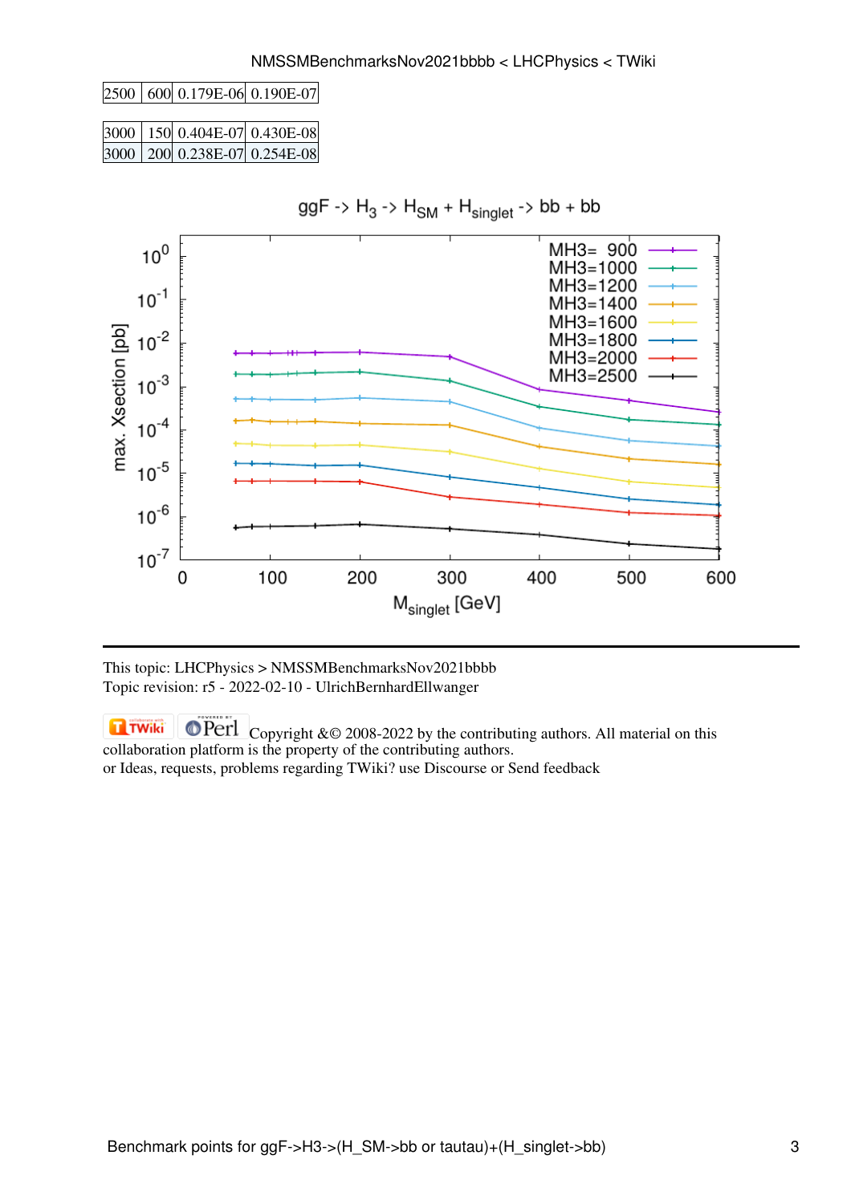| | | | |
|---|---|---|---|
| 2500 | 600 | 0.179E-06 | 0.190E-07 |

| | | | |
|---|---|---|---|
| 3000 | 150 | 0.404E-07 | 0.430E-08 |
| 3000 | 200 | 0.238E-07 | 0.254E-08 |

ggF -> $H_3$ -> $H_{SM}$ + $H_{singlet}$ -> bb + bb

max. Xsection [pb]

$10^0$
$10^{-1}$
$10^{-2}$
$10^{-3}$
$10^{-4}$
$10^{-5}$
$10^{-6}$
$10^{-7}$

0
100
200
300
400
500
600

$M_{singlet}$ [GeV]

MH3= 900
MH3=1000
MH3=1200
MH3=1400
MH3=1600
MH3=1800
MH3=2000
MH3=2500

---

This topic: LHCPhysics > NMSSMBenchmarksNov2021bbbb
Topic revision: r5 - 2022-02-10 - UlrichBernhardEllwanger

Copyright &© 2008-2022 by the contributing authors. All material on this collaboration platform is the property of the contributing authors.
or Ideas, requests, problems regarding TWiki? use Discourse or Send feedback